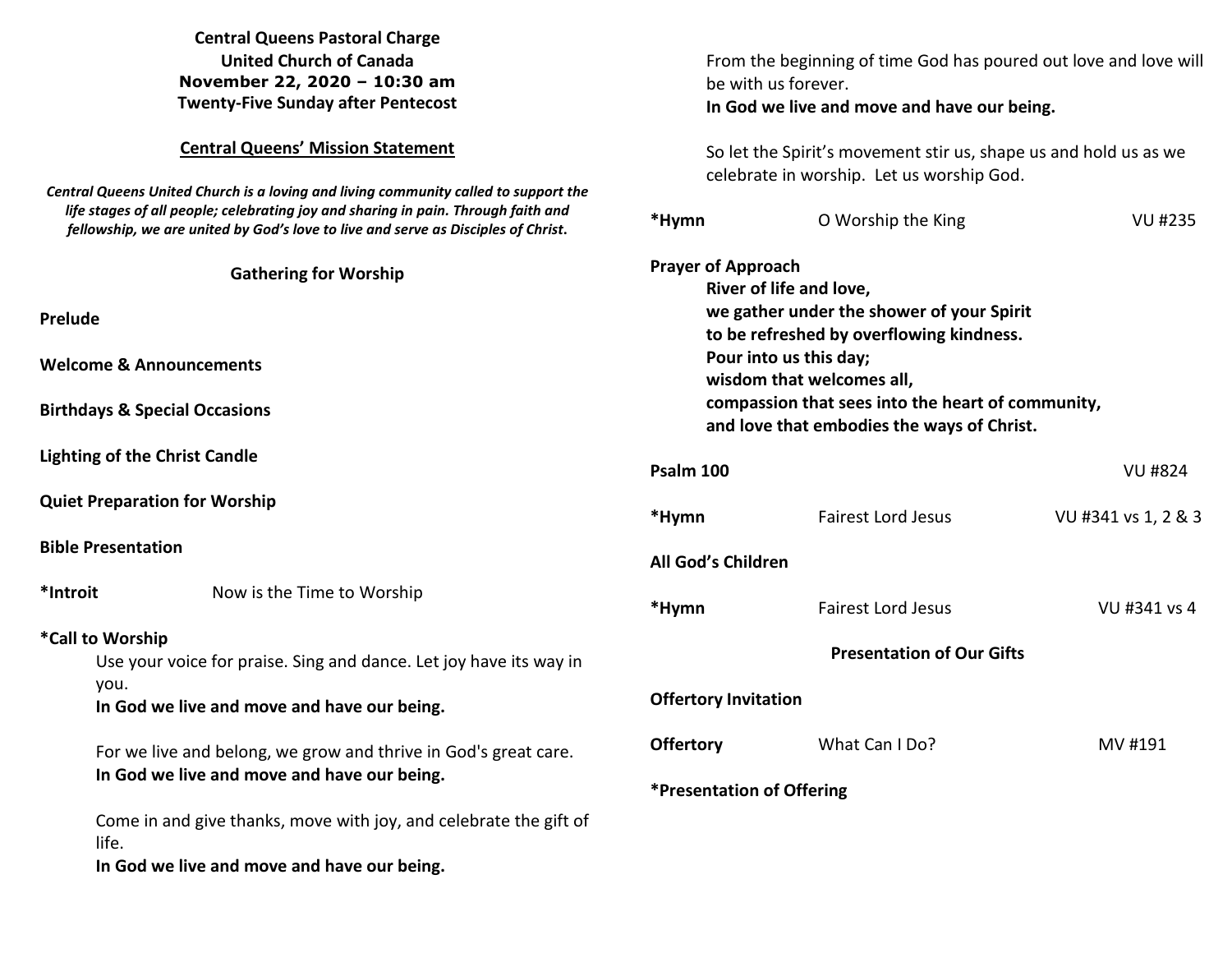**Central Queens Pastoral Charge**
**United Church of Canada**
**November 22, 2020 – 10:30 am**
**Twenty-Five Sunday after Pentecost**

**Central Queens' Mission Statement**

***Central Queens United Church is a loving and living community called to support the life stages of all people; celebrating joy and sharing in pain. Through faith and fellowship, we are united by God's love to live and serve as Disciples of Christ.***

## Gathering for Worship

**Prelude**

**Welcome & Announcements**

**Birthdays & Special Occasions**

**Lighting of the Christ Candle**

**Quiet Preparation for Worship**

**Bible Presentation**

**\*Introit** Now is the Time to Worship

**\*Call to Worship**

Use your voice for praise. Sing and dance. Let joy have its way in you.
**In God we live and move and have our being.**

For we live and belong, we grow and thrive in God's great care.
**In God we live and move and have our being.**

Come in and give thanks, move with joy, and celebrate the gift of life.
**In God we live and move and have our being.**

From the beginning of time God has poured out love and love will be with us forever.
**In God we live and move and have our being.**

So let the Spirit's movement stir us, shape us and hold us as we celebrate in worship. Let us worship God.

**\*Hymn** O Worship the King VU #235

**Prayer of Approach**

**River of life and love,**
**we gather under the shower of your Spirit**
**to be refreshed by overflowing kindness.**
**Pour into us this day;**
**wisdom that welcomes all,**
**compassion that sees into the heart of community,**
**and love that embodies the ways of Christ.**

**Psalm 100** VU #824

**\*Hymn** Fairest Lord Jesus VU #341 vs 1, 2 & 3

**All God's Children**

**\*Hymn** Fairest Lord Jesus VU #341 vs 4

## Presentation of Our Gifts

**Offertory Invitation**

**Offertory** What Can I Do? MV #191

**\*Presentation of Offering**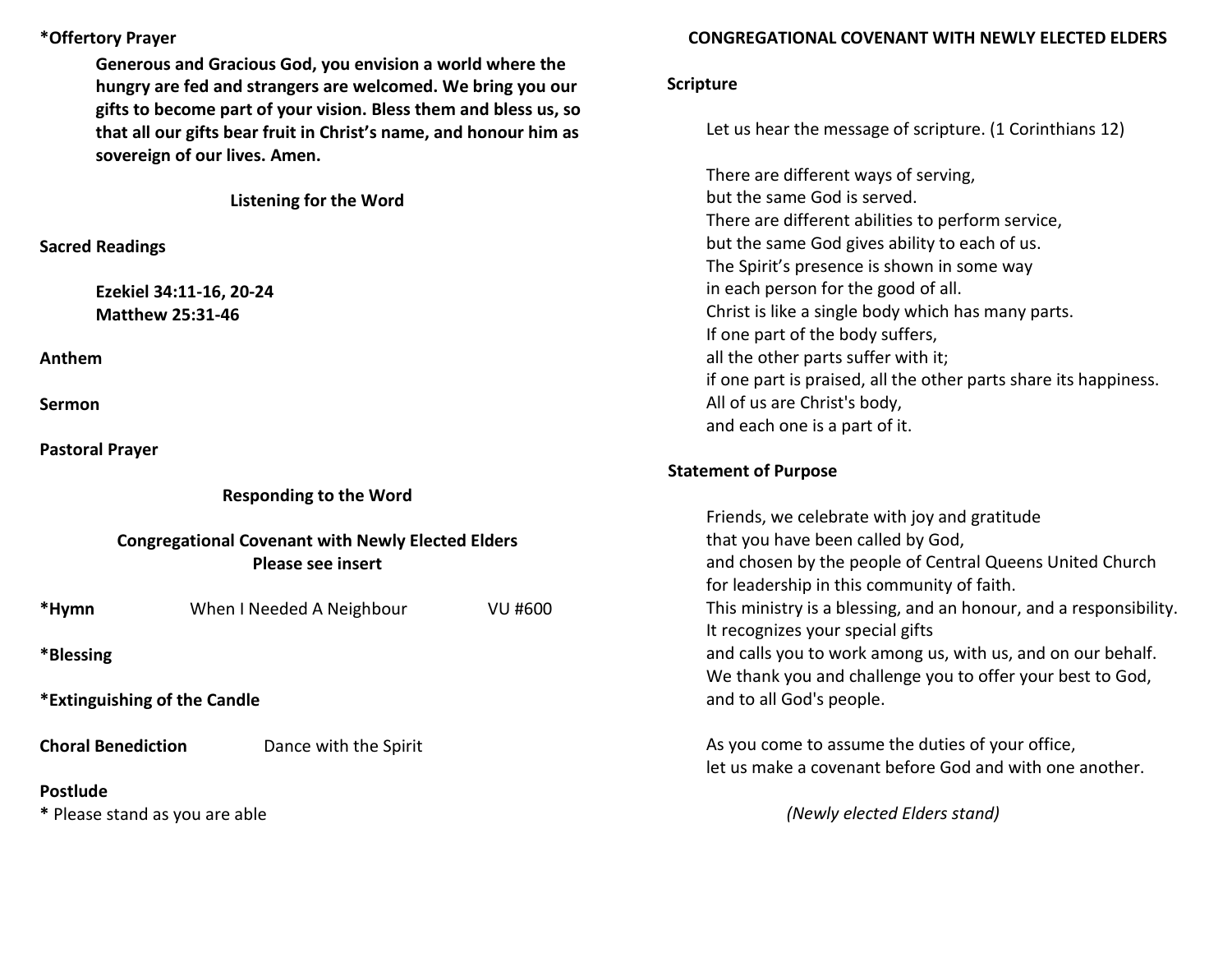**\*Offertory Prayer**

> **Generous and Gracious God, you envision a world where the hungry are fed and strangers are welcomed. We bring you our gifts to become part of your vision. Bless them and bless us, so that all our gifts bear fruit in Christ's name, and honour him as sovereign of our lives. Amen.**

### Listening for the Word

**Sacred Readings**

> **Ezekiel 34:11-16, 20-24**
> **Matthew 25:31-46**

**Anthem**

**Sermon**

**Pastoral Prayer**

### Responding to the Word

**Congregational Covenant with Newly Elected Elders**
**Please see insert**

**\*Hymn** When I Needed A Neighbour VU #600

**\*Blessing**

**\*Extinguishing of the Candle**

**Choral Benediction** Dance with the Spirit

**Postlude**

**\*** Please stand as you are able

## CONGREGATIONAL COVENANT WITH NEWLY ELECTED ELDERS

**Scripture**

Let us hear the message of scripture. (1 Corinthians 12)

There are different ways of serving,
but the same God is served.
There are different abilities to perform service,
but the same God gives ability to each of us.
The Spirit's presence is shown in some way
in each person for the good of all.
Christ is like a single body which has many parts.
If one part of the body suffers,
all the other parts suffer with it;
if one part is praised, all the other parts share its happiness.
All of us are Christ's body,
and each one is a part of it.

**Statement of Purpose**

Friends, we celebrate with joy and gratitude
that you have been called by God,
and chosen by the people of Central Queens United Church
for leadership in this community of faith.
This ministry is a blessing, and an honour, and a responsibility.
It recognizes your special gifts
and calls you to work among us, with us, and on our behalf.
We thank you and challenge you to offer your best to God,
and to all God's people.

As you come to assume the duties of your office,
let us make a covenant before God and with one another.

*(Newly elected Elders stand)*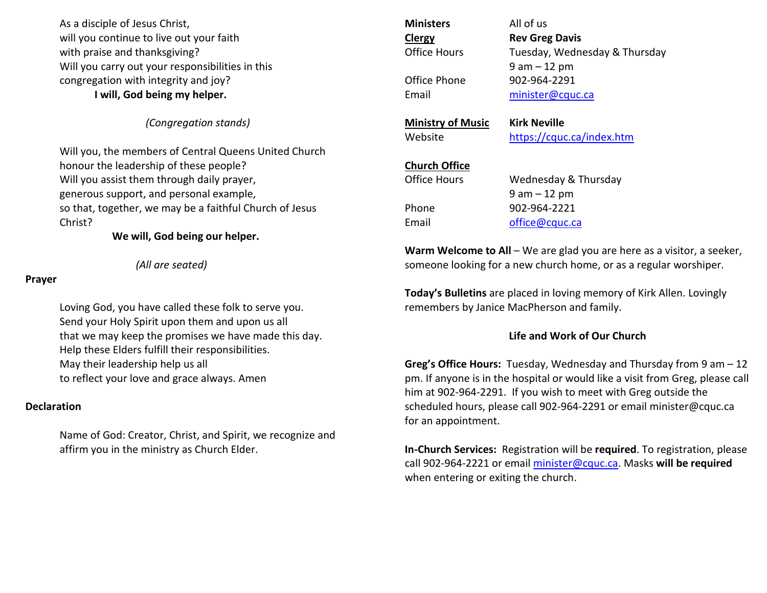As a disciple of Jesus Christ,
will you continue to live out your faith
with praise and thanksgiving?
Will you carry out your responsibilities in this congregation with integrity and joy?

**I will, God being my helper.**

*(Congregation stands)*

Will you, the members of Central Queens United Church
honour the leadership of these people?
Will you assist them through daily prayer,
generous support, and personal example,
so that, together, we may be a faithful Church of Jesus Christ?

**We will, God being our helper.**

*(All are seated)*

**Prayer**

Loving God, you have called these folk to serve you.
Send your Holy Spirit upon them and upon us all
that we may keep the promises we have made this day.
Help these Elders fulfill their responsibilities.
May their leadership help us all
to reflect your love and grace always. Amen

**Declaration**

Name of God: Creator, Christ, and Spirit, we recognize and affirm you in the ministry as Church Elder.

| | |
|---|---|
| **Ministers** | All of us |
| **Clergy** | **Rev Greg Davis** |
| Office Hours | Tuesday, Wednesday & Thursday 9 am – 12 pm |
| Office Phone | 902-964-2291 |
| Email | minister@cquc.ca |
| **Ministry of Music** | **Kirk Neville** |
| Website | https://cquc.ca/index.htm |
| **Church Office** | |
| Office Hours | Wednesday & Thursday 9 am – 12 pm |
| Phone | 902-964-2221 |
| Email | office@cquc.ca |

**Warm Welcome to All** – We are glad you are here as a visitor, a seeker, someone looking for a new church home, or as a regular worshiper.

**Today's Bulletins** are placed in loving memory of Kirk Allen. Lovingly remembers by Janice MacPherson and family.

## Life and Work of Our Church

**Greg's Office Hours:** Tuesday, Wednesday and Thursday from 9 am – 12 pm. If anyone is in the hospital or would like a visit from Greg, please call him at 902-964-2291. If you wish to meet with Greg outside the scheduled hours, please call 902-964-2291 or email minister@cquc.ca for an appointment.

**In-Church Services:** Registration will be **required**. To registration, please call 902-964-2221 or email minister@cquc.ca. Masks **will be required** when entering or exiting the church.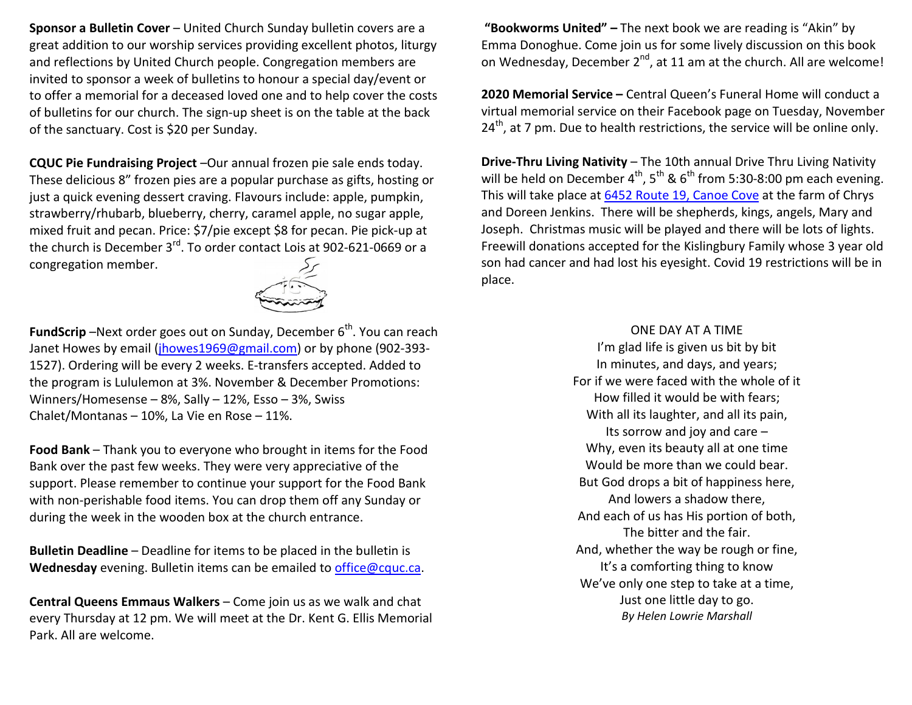**Sponsor a Bulletin Cover** – United Church Sunday bulletin covers are a great addition to our worship services providing excellent photos, liturgy and reflections by United Church people. Congregation members are invited to sponsor a week of bulletins to honour a special day/event or to offer a memorial for a deceased loved one and to help cover the costs of bulletins for our church. The sign-up sheet is on the table at the back of the sanctuary. Cost is $20 per Sunday.

**CQUC Pie Fundraising Project** –Our annual frozen pie sale ends today. These delicious 8" frozen pies are a popular purchase as gifts, hosting or just a quick evening dessert craving. Flavours include: apple, pumpkin, strawberry/rhubarb, blueberry, cherry, caramel apple, no sugar apple, mixed fruit and pecan. Price: $7/pie except $8 for pecan. Pie pick-up at the church is December 3rd. To order contact Lois at 902-621-0669 or a congregation member.

**FundScrip** –Next order goes out on Sunday, December 6th. You can reach Janet Howes by email (jhowes1969@gmail.com) or by phone (902-393-1527). Ordering will be every 2 weeks. E-transfers accepted. Added to the program is Lululemon at 3%. November & December Promotions: Winners/Homesense – 8%, Sally – 12%, Esso – 3%, Swiss Chalet/Montanas – 10%, La Vie en Rose – 11%.

**Food Bank** – Thank you to everyone who brought in items for the Food Bank over the past few weeks. They were very appreciative of the support. Please remember to continue your support for the Food Bank with non-perishable food items. You can drop them off any Sunday or during the week in the wooden box at the church entrance.

**Bulletin Deadline** – Deadline for items to be placed in the bulletin is **Wednesday** evening. Bulletin items can be emailed to office@cquc.ca.

**Central Queens Emmaus Walkers** – Come join us as we walk and chat every Thursday at 12 pm. We will meet at the Dr. Kent G. Ellis Memorial Park. All are welcome.

**"Bookworms United" –** The next book we are reading is "Akin" by Emma Donoghue. Come join us for some lively discussion on this book on Wednesday, December 2nd, at 11 am at the church. All are welcome!

**2020 Memorial Service –** Central Queen's Funeral Home will conduct a virtual memorial service on their Facebook page on Tuesday, November 24th, at 7 pm. Due to health restrictions, the service will be online only.

**Drive-Thru Living Nativity** – The 10th annual Drive Thru Living Nativity will be held on December 4th, 5th & 6th from 5:30-8:00 pm each evening. This will take place at 6452 Route 19, Canoe Cove at the farm of Chrys and Doreen Jenkins. There will be shepherds, kings, angels, Mary and Joseph. Christmas music will be played and there will be lots of lights. Freewill donations accepted for the Kislingbury Family whose 3 year old son had cancer and had lost his eyesight. Covid 19 restrictions will be in place.

ONE DAY AT A TIME

I'm glad life is given us bit by bit
In minutes, and days, and years;
For if we were faced with the whole of it
How filled it would be with fears;
With all its laughter, and all its pain,
Its sorrow and joy and care –
Why, even its beauty all at one time
Would be more than we could bear.
But God drops a bit of happiness here,
And lowers a shadow there,
And each of us has His portion of both,
The bitter and the fair.
And, whether the way be rough or fine,
It's a comforting thing to know
We've only one step to take at a time,
Just one little day to go.

*By Helen Lowrie Marshall*